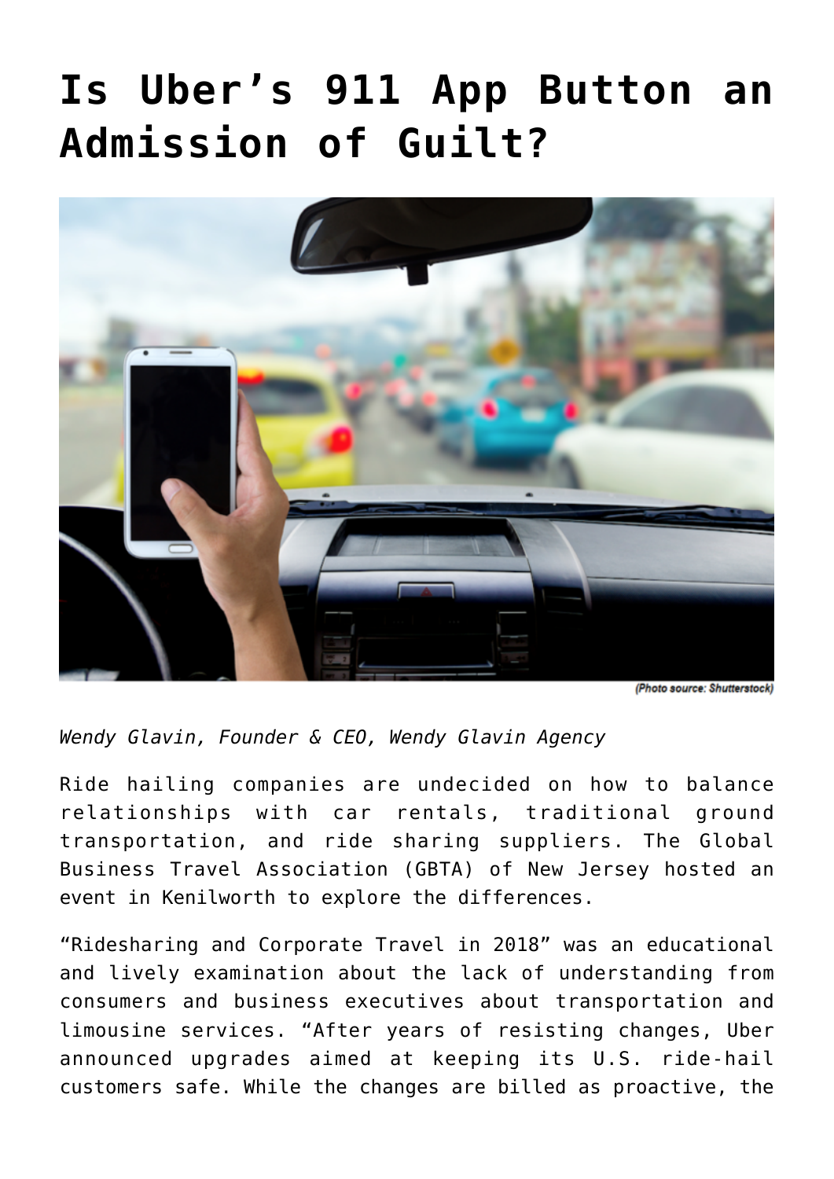# Is Uber's 911 App Button an Admission of Guilt?

(Photo source: Shutterstock)

*Wendy Glavin, Founder & CEO, Wendy Glavin Agency*

Ride hailing companies are undecided on how to balance relationships with car rentals, traditional ground transportation, and ride sharing suppliers. The Global Business Travel Association (GBTA) of New Jersey hosted an event in Kenilworth to explore the differences.

"Ridesharing and Corporate Travel in 2018" was an educational and lively examination about the lack of understanding from consumers and business executives about transportation and limousine services. "After years of resisting changes, Uber announced upgrades aimed at keeping its U.S. ride-hail customers safe. While the changes are billed as proactive, the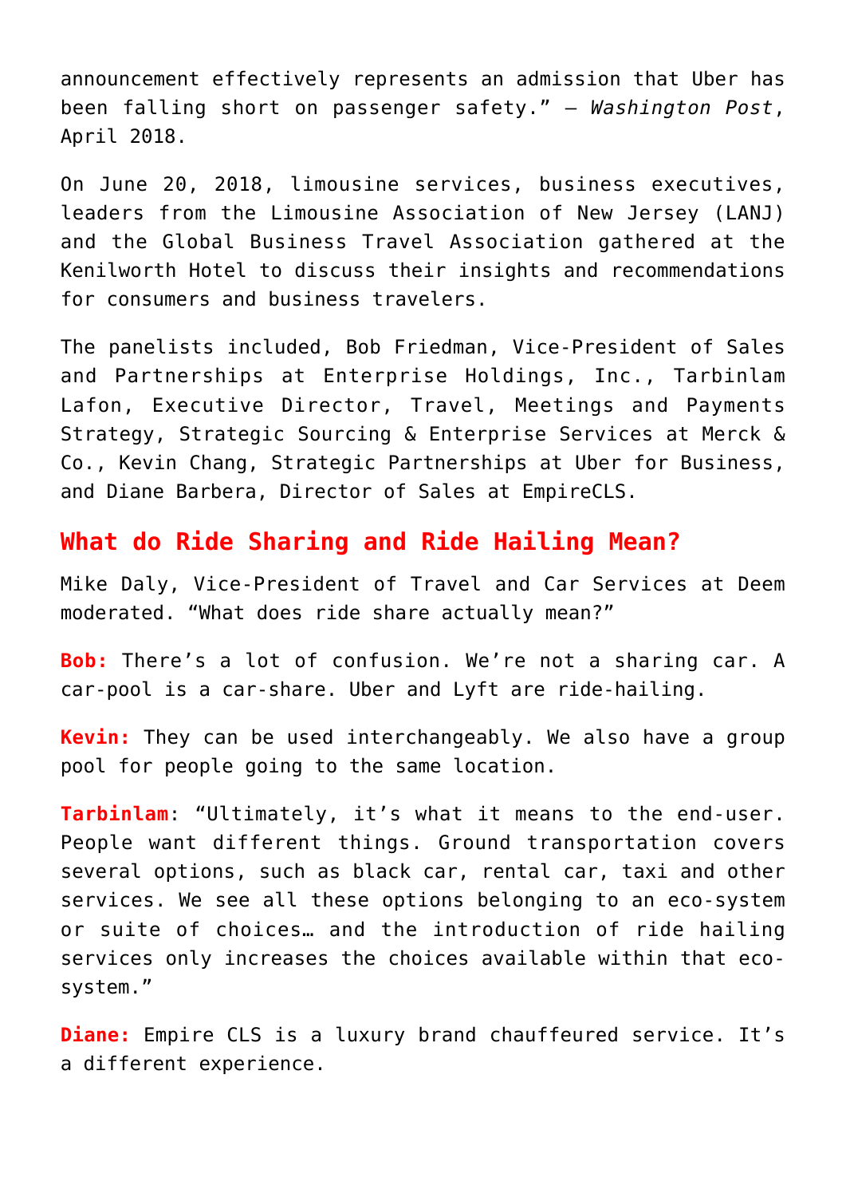announcement effectively represents an admission that Uber has been falling short on passenger safety." – *Washington Post*, April 2018.

On June 20, 2018, limousine services, business executives, leaders from the Limousine Association of New Jersey (LANJ) and the Global Business Travel Association gathered at the Kenilworth Hotel to discuss their insights and recommendations for consumers and business travelers.

The panelists included, Bob Friedman, Vice-President of Sales and Partnerships at Enterprise Holdings, Inc., Tarbinlam Lafon, Executive Director, Travel, Meetings and Payments Strategy, Strategic Sourcing & Enterprise Services at Merck & Co., Kevin Chang, Strategic Partnerships at Uber for Business, and Diane Barbera, Director of Sales at EmpireCLS.

## What do Ride Sharing and Ride Hailing Mean?

Mike Daly, Vice-President of Travel and Car Services at Deem moderated. "What does ride share actually mean?"

**Bob:** There's a lot of confusion. We're not a sharing car. A car-pool is a car-share. Uber and Lyft are ride-hailing.

**Kevin:** They can be used interchangeably. We also have a group pool for people going to the same location.

**Tarbinlam**: "Ultimately, it's what it means to the end-user. People want different things. Ground transportation covers several options, such as black car, rental car, taxi and other services. We see all these options belonging to an eco-system or suite of choices… and the introduction of ride hailing services only increases the choices available within that eco-system."

**Diane:** Empire CLS is a luxury brand chauffeured service. It's a different experience.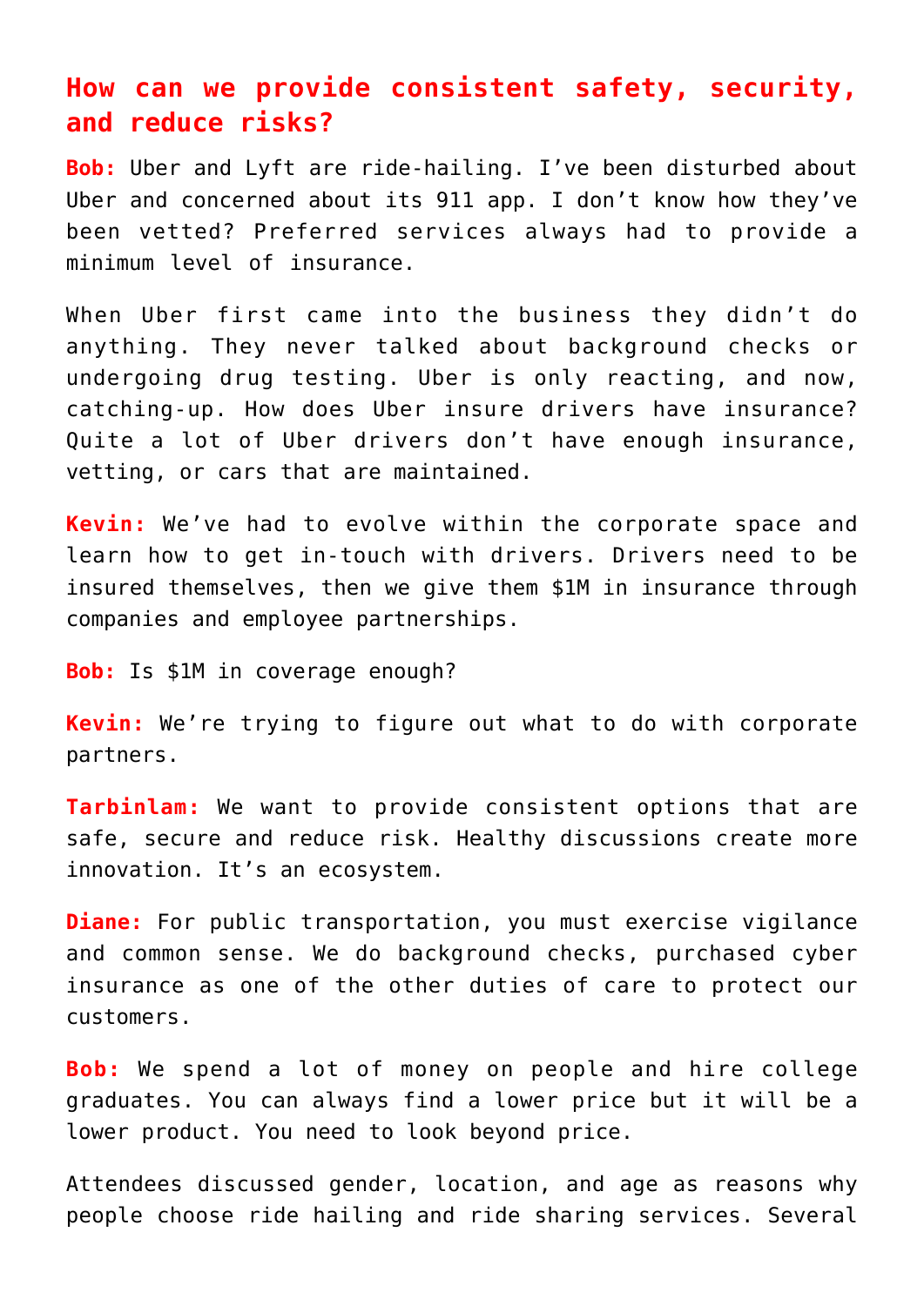## How can we provide consistent safety, security, and reduce risks?

**Bob:** Uber and Lyft are ride-hailing. I've been disturbed about Uber and concerned about its 911 app. I don't know how they've been vetted? Preferred services always had to provide a minimum level of insurance.

When Uber first came into the business they didn't do anything. They never talked about background checks or undergoing drug testing. Uber is only reacting, and now, catching-up. How does Uber insure drivers have insurance? Quite a lot of Uber drivers don't have enough insurance, vetting, or cars that are maintained.

**Kevin:** We've had to evolve within the corporate space and learn how to get in-touch with drivers. Drivers need to be insured themselves, then we give them $1M in insurance through companies and employee partnerships.

**Bob:** Is $1M in coverage enough?

**Kevin:** We're trying to figure out what to do with corporate partners.

**Tarbinlam:** We want to provide consistent options that are safe, secure and reduce risk. Healthy discussions create more innovation. It's an ecosystem.

**Diane:** For public transportation, you must exercise vigilance and common sense. We do background checks, purchased cyber insurance as one of the other duties of care to protect our customers.

**Bob:** We spend a lot of money on people and hire college graduates. You can always find a lower price but it will be a lower product. You need to look beyond price.

Attendees discussed gender, location, and age as reasons why people choose ride hailing and ride sharing services. Several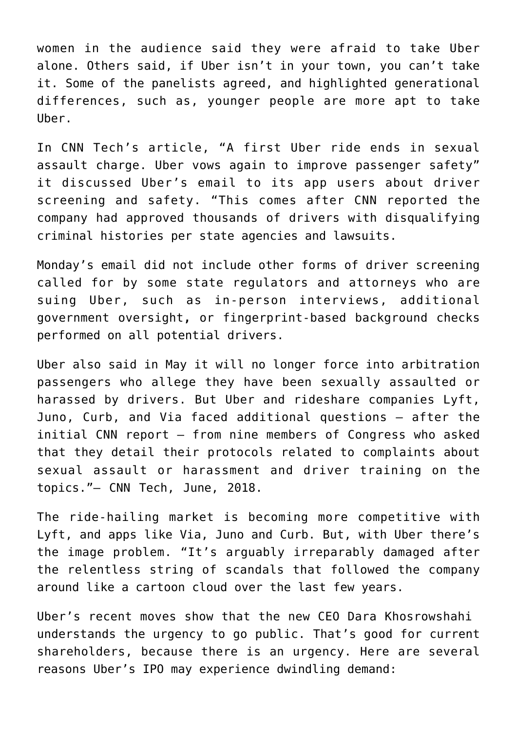women in the audience said they were afraid to take Uber alone. Others said, if Uber isn't in your town, you can't take it. Some of the panelists agreed, and highlighted generational differences, such as, younger people are more apt to take Uber.

In CNN Tech's article, "A first Uber ride ends in sexual assault charge. Uber vows again to improve passenger safety" it discussed Uber's email to its app users about driver screening and safety. "This comes after CNN reported the company had approved thousands of drivers with disqualifying criminal histories per state agencies and lawsuits.

Monday's email did not include other forms of driver screening called for by some state regulators and attorneys who are suing Uber, such as in-person interviews, additional government oversight, or fingerprint-based background checks performed on all potential drivers.

Uber also said in May it will no longer force into arbitration passengers who allege they have been sexually assaulted or harassed by drivers. But Uber and rideshare companies Lyft, Juno, Curb, and Via faced additional questions — after the initial CNN report — from nine members of Congress who asked that they detail their protocols related to complaints about sexual assault or harassment and driver training on the topics."— CNN Tech, June, 2018.

The ride-hailing market is becoming more competitive with Lyft, and apps like Via, Juno and Curb. But, with Uber there's the image problem. "It's arguably irreparably damaged after the relentless string of scandals that followed the company around like a cartoon cloud over the last few years.

Uber's recent moves show that the new CEO Dara Khosrowshahi understands the urgency to go public. That's good for current shareholders, because there is an urgency. Here are several reasons Uber's IPO may experience dwindling demand: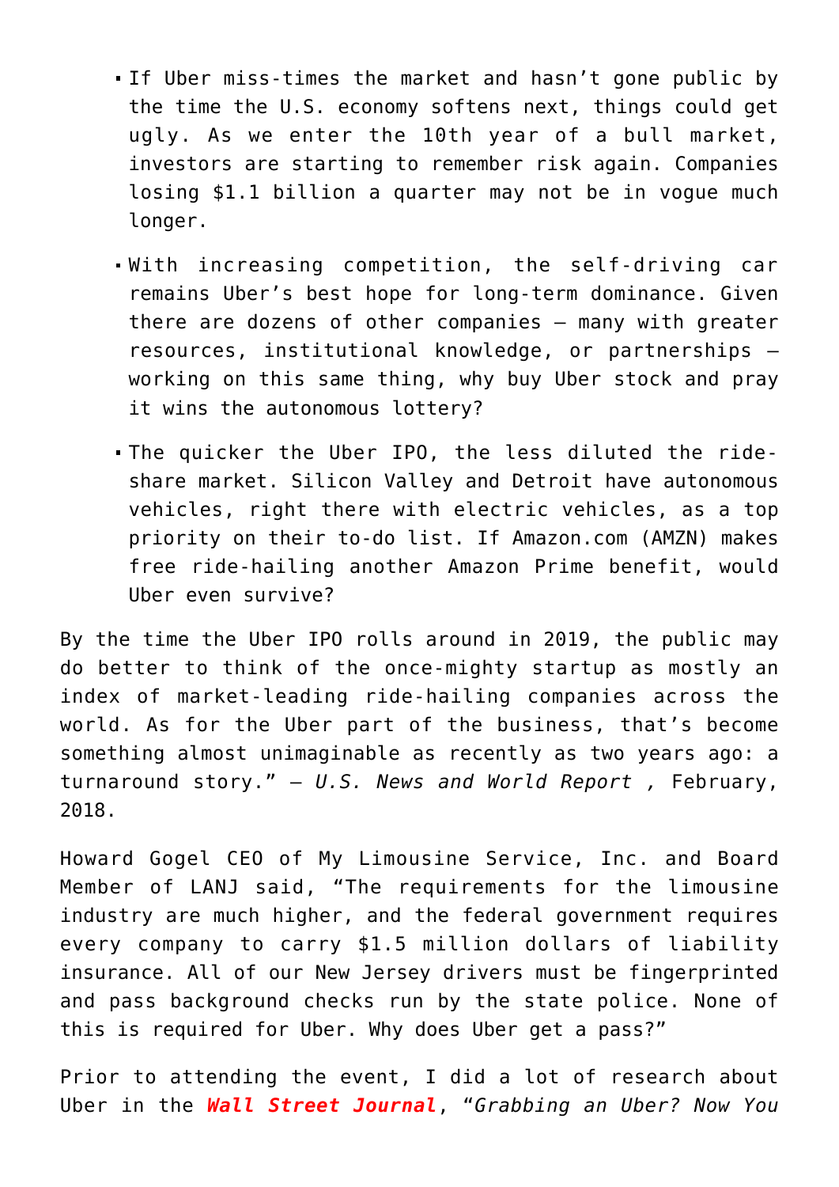- If Uber miss-times the market and hasn't gone public by the time the U.S. economy softens next, things could get ugly. As we enter the 10th year of a bull market, investors are starting to remember risk again. Companies losing $1.1 billion a quarter may not be in vogue much longer.
- With increasing competition, the self-driving car remains Uber's best hope for long-term dominance. Given there are dozens of other companies – many with greater resources, institutional knowledge, or partnerships – working on this same thing, why buy Uber stock and pray it wins the autonomous lottery?
- The quicker the Uber IPO, the less diluted the ride-share market. Silicon Valley and Detroit have autonomous vehicles, right there with electric vehicles, as a top priority on their to-do list. If Amazon.com (AMZN) makes free ride-hailing another Amazon Prime benefit, would Uber even survive?

By the time the Uber IPO rolls around in 2019, the public may do better to think of the once-mighty startup as mostly an index of market-leading ride-hailing companies across the world. As for the Uber part of the business, that's become something almost unimaginable as recently as two years ago: a turnaround story." – *U.S. News and World Report ,* February, 2018.

Howard Gogel CEO of My Limousine Service, Inc. and Board Member of LANJ said, "The requirements for the limousine industry are much higher, and the federal government requires every company to carry $1.5 million dollars of liability insurance. All of our New Jersey drivers must be fingerprinted and pass background checks run by the state police. None of this is required for Uber. Why does Uber get a pass?"

Prior to attending the event, I did a lot of research about Uber in the ***Wall Street Journal***, "*Grabbing an Uber? Now You*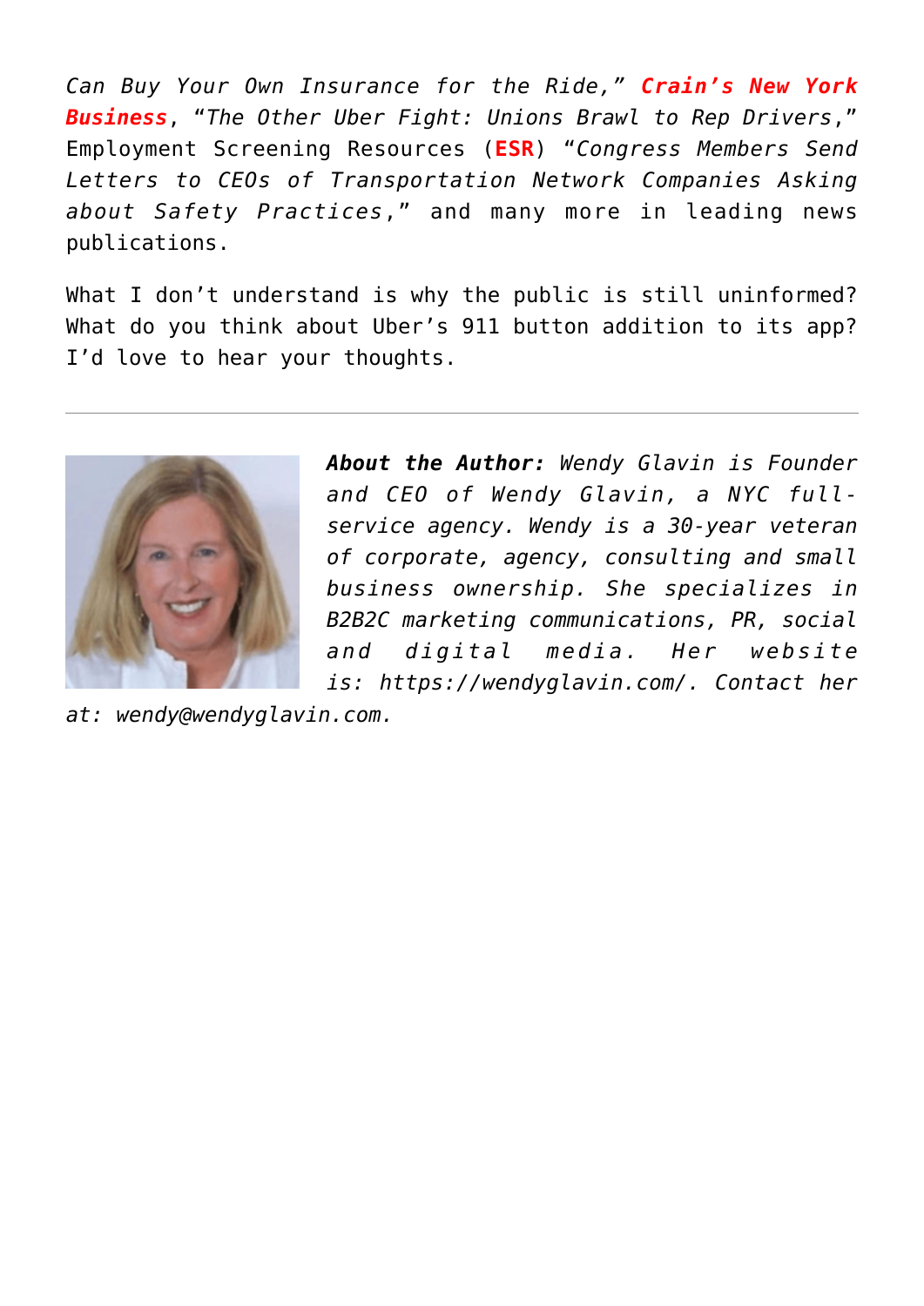*Can Buy Your Own Insurance for the Ride,"* ***Crain's New York Business***, "*The Other Uber Fight: Unions Brawl to Rep Drivers*," Employment Screening Resources (**ESR**) "*Congress Members Send Letters to CEOs of Transportation Network Companies Asking about Safety Practices*," and many more in leading news publications.

What I don't understand is why the public is still uninformed? What do you think about Uber's 911 button addition to its app? I'd love to hear your thoughts.

---

***About the Author:*** *Wendy Glavin is Founder and CEO of Wendy Glavin, a NYC full-service agency. Wendy is a 30-year veteran of corporate, agency, consulting and small business ownership. She specializes in B2B2C marketing communications, PR, social and digital media. Her website is: https://wendyglavin.com/. Contact her at: wendy@wendyglavin.com.*